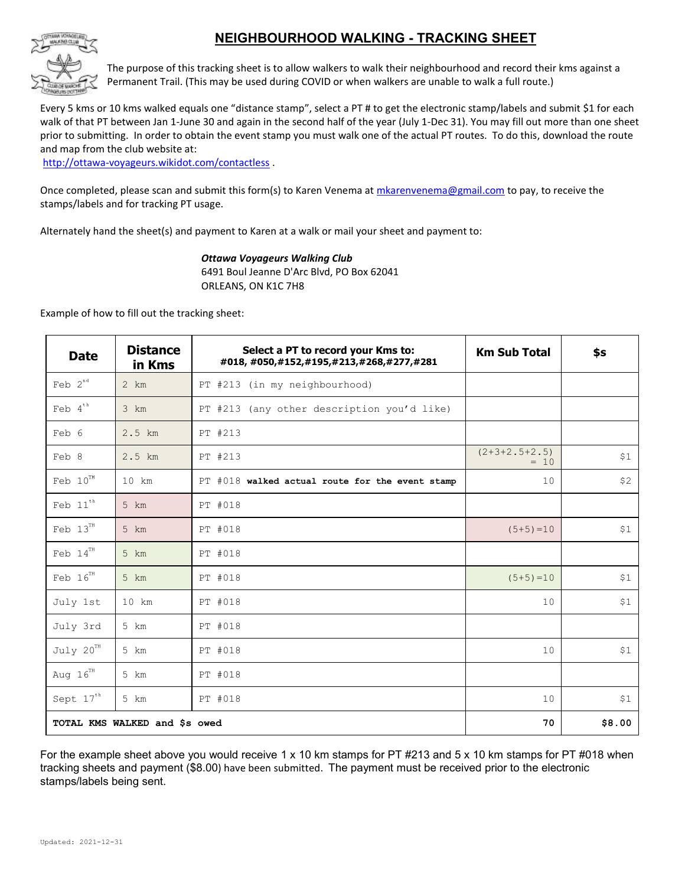# NEIGHBOURHOOD WALKING - TRACKING SHEET

The purpose of this tracking sheet is to allow walkers to walk their neighbourhood and record their kms against a Permanent Trail. (This may be used during COVID or when walkers are unable to walk a full route.)

Every 5 kms or 10 kms walked equals one "distance stamp", select a PT # to get the electronic stamp/labels and submit $1 for each walk of that PT between Jan 1-June 30 and again in the second half of the year (July 1-Dec 31). You may fill out more than one sheet prior to submitting. In order to obtain the event stamp you must walk one of the actual PT routes. To do this, download the route and map from the club website at:
http://ottawa-voyageurs.wikidot.com/contactless .

Once completed, please scan and submit this form(s) to Karen Venema at mkarenvenema@gmail.com to pay, to receive the stamps/labels and for tracking PT usage.

Alternately hand the sheet(s) and payment to Karen at a walk or mail your sheet and payment to:

***Ottawa Voyageurs Walking Club***
6491 Boul Jeanne D'Arc Blvd, PO Box 62041
ORLEANS, ON K1C 7H8

Example of how to fill out the tracking sheet:

| Date | Distance in Kms | Select a PT to record your Kms to: #018, #050,#152,#195,#213,#268,#277,#281 | Km Sub Total | $s |
|---|---|---|---|---|
| Feb 2nd | 2 km | PT #213 (in my neighbourhood) | | |
| Feb 4th | 3 km | PT #213 (any other description you'd like) | | |
| Feb 6 | 2.5 km | PT #213 | | |
| Feb 8 | 2.5 km | PT #213 | (2+3+2.5+2.5) = 10 | $1 |
| Feb 10TH | 10 km | PT #018 **walked actual route for the event stamp** | 10 | $2 |
| Feb 11th | 5 km | PT #018 | | |
| Feb 13TH | 5 km | PT #018 | (5+5)=10 | $1 |
| Feb 14TH | 5 km | PT #018 | | |
| Feb 16TH | 5 km | PT #018 | (5+5)=10 | $1 |
| July 1st | 10 km | PT #018 | 10 | $1 |
| July 3rd | 5 km | PT #018 | | |
| July 20TH | 5 km | PT #018 | 10 | $1 |
| Aug 16TH | 5 km | PT #018 | | |
| Sept 17th | 5 km | PT #018 | 10 | $1 |
| **TOTAL KMS WALKED and $s owed** | | | **70** | **$8.00** |

For the example sheet above you would receive 1 x 10 km stamps for PT #213 and 5 x 10 km stamps for PT #018 when tracking sheets and payment ($8.00) have been submitted. The payment must be received prior to the electronic stamps/labels being sent.

Updated: 2021-12-31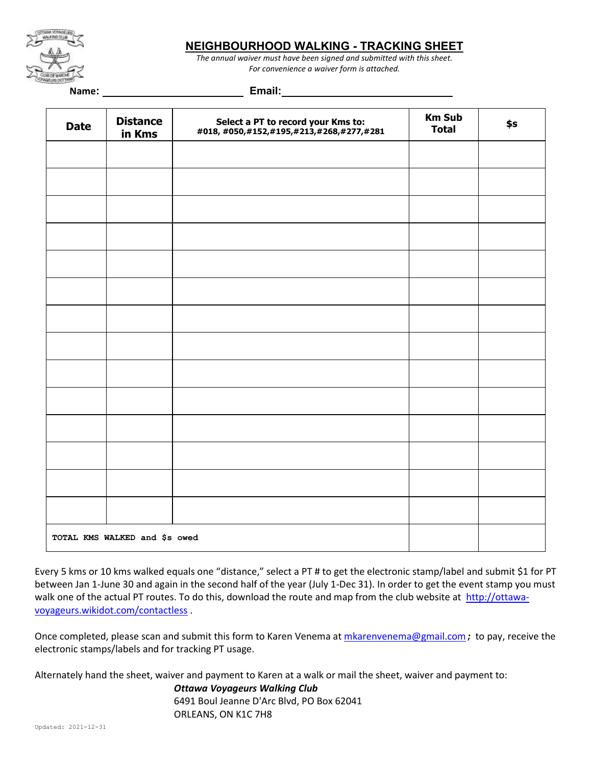# NEIGHBOURHOOD WALKING - TRACKING SHEET

*The annual waiver must have been signed and submitted with this sheet.*
*For convenience a waiver form is attached.*

**Name:** ______________________ **Email:** ______________________________

| Date | Distance in Kms | Select a PT to record your Kms to: #018, #050,#152,#195,#213,#268,#277,#281 | Km Sub Total | $s |
|---|---|---|---|---|
| | | | | |
| | | | | |
| | | | | |
| | | | | |
| | | | | |
| | | | | |
| | | | | |
| | | | | |
| | | | | |
| | | | | |
| | | | | |
| | | | | |
| | | | | |
| | | | | |
| TOTAL KMS WALKED and $s owed | | | | |

Every 5 kms or 10 kms walked equals one "distance," select a PT # to get the electronic stamp/label and submit $1 for PT between Jan 1-June 30 and again in the second half of the year (July 1-Dec 31). In order to get the event stamp you must walk one of the actual PT routes. To do this, download the route and map from the club website at http://ottawa-voyageurs.wikidot.com/contactless .

Once completed, please scan and submit this form to Karen Venema at mkarenvenema@gmail.com**;** to pay, receive the electronic stamps/labels and for tracking PT usage.

Alternately hand the sheet, waiver and payment to Karen at a walk or mail the sheet, waiver and payment to:

***Ottawa Voyageurs Walking Club***
6491 Boul Jeanne D'Arc Blvd, PO Box 62041
ORLEANS, ON K1C 7H8

Updated: 2021-12-31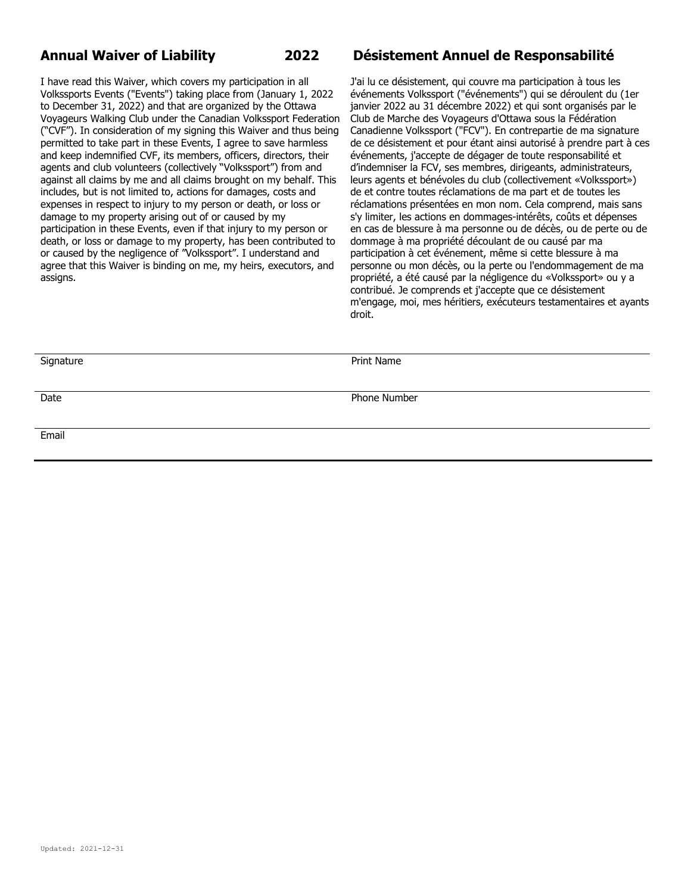## Annual Waiver of Liability 2022

I have read this Waiver, which covers my participation in all Volkssports Events ("Events") taking place from (January 1, 2022 to December 31, 2022) and that are organized by the Ottawa Voyageurs Walking Club under the Canadian Volkssport Federation ("CVF"). In consideration of my signing this Waiver and thus being permitted to take part in these Events, I agree to save harmless and keep indemnified CVF, its members, officers, directors, their agents and club volunteers (collectively "Volkssport") from and against all claims by me and all claims brought on my behalf. This includes, but is not limited to, actions for damages, costs and expenses in respect to injury to my person or death, or loss or damage to my property arising out of or caused by my participation in these Events, even if that injury to my person or death, or loss or damage to my property, has been contributed to or caused by the negligence of "Volkssport". I understand and agree that this Waiver is binding on me, my heirs, executors, and assigns.

## Désistement Annuel de Responsabilité

J'ai lu ce désistement, qui couvre ma participation à tous les événements Volkssport ("événements") qui se déroulent du (1er janvier 2022 au 31 décembre 2022) et qui sont organisés par le Club de Marche des Voyageurs d'Ottawa sous la Fédération Canadienne Volkssport ("FCV"). En contrepartie de ma signature de ce désistement et pour étant ainsi autorisé à prendre part à ces événements, j'accepte de dégager de toute responsabilité et d'indemniser la FCV, ses membres, dirigeants, administrateurs, leurs agents et bénévoles du club (collectivement «Volkssport») de et contre toutes réclamations de ma part et de toutes les réclamations présentées en mon nom. Cela comprend, mais sans s'y limiter, les actions en dommages-intérêts, coûts et dépenses en cas de blessure à ma personne ou de décès, ou de perte ou de dommage à ma propriété découlant de ou causé par ma participation à cet événement, même si cette blessure à ma personne ou mon décès, ou la perte ou l'endommagement de ma propriété, a été causé par la négligence du «Volkssport» ou y a contribué. Je comprends et j'accepte que ce désistement m'engage, moi, mes héritiers, exécuteurs testamentaires et ayants droit.

| | |
|---|---|
| Signature | Print Name |
| Date | Phone Number |
| Email | |

Updated: 2021-12-31